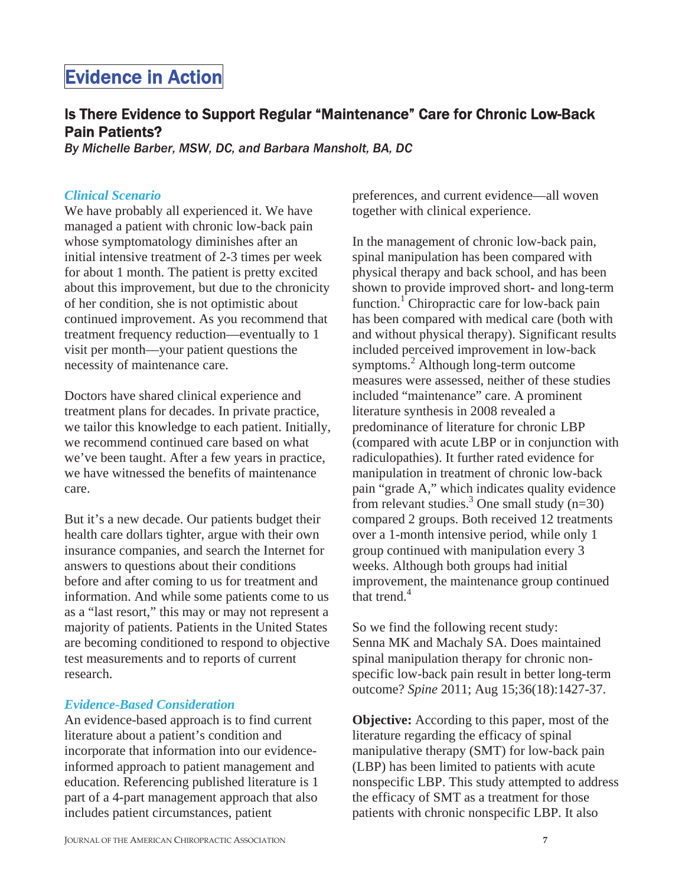# Evidence in Action

## Is There Evidence to Support Regular "Maintenance" Care for Chronic Low-Back Pain Patients?

*By Michelle Barber, MSW, DC, and Barbara Mansholt, BA, DC*

### *Clinical Scenario*

We have probably all experienced it. We have managed a patient with chronic low-back pain whose symptomatology diminishes after an initial intensive treatment of 2-3 times per week for about 1 month. The patient is pretty excited about this improvement, but due to the chronicity of her condition, she is not optimistic about continued improvement. As you recommend that treatment frequency reduction—eventually to 1 visit per month—your patient questions the necessity of maintenance care.

Doctors have shared clinical experience and treatment plans for decades. In private practice, we tailor this knowledge to each patient. Initially, we recommend continued care based on what we've been taught. After a few years in practice, we have witnessed the benefits of maintenance care.

But it's a new decade. Our patients budget their health care dollars tighter, argue with their own insurance companies, and search the Internet for answers to questions about their conditions before and after coming to us for treatment and information. And while some patients come to us as a "last resort," this may or may not represent a majority of patients. Patients in the United States are becoming conditioned to respond to objective test measurements and to reports of current research.

### *Evidence-Based Consideration*

An evidence-based approach is to find current literature about a patient's condition and incorporate that information into our evidence-informed approach to patient management and education. Referencing published literature is 1 part of a 4-part management approach that also includes patient circumstances, patient preferences, and current evidence—all woven together with clinical experience.

In the management of chronic low-back pain, spinal manipulation has been compared with physical therapy and back school, and has been shown to provide improved short- and long-term function.[1] Chiropractic care for low-back pain has been compared with medical care (both with and without physical therapy). Significant results included perceived improvement in low-back symptoms.[2] Although long-term outcome measures were assessed, neither of these studies included "maintenance" care. A prominent literature synthesis in 2008 revealed a predominance of literature for chronic LBP (compared with acute LBP or in conjunction with radiculopathies). It further rated evidence for manipulation in treatment of chronic low-back pain "grade A," which indicates quality evidence from relevant studies.[3] One small study (n=30) compared 2 groups. Both received 12 treatments over a 1-month intensive period, while only 1 group continued with manipulation every 3 weeks. Although both groups had initial improvement, the maintenance group continued that trend.[4]

So we find the following recent study: Senna MK and Machaly SA. Does maintained spinal manipulation therapy for chronic non-specific low-back pain result in better long-term outcome? *Spine* 2011; Aug 15;36(18):1427-37.

**Objective:** According to this paper, most of the literature regarding the efficacy of spinal manipulative therapy (SMT) for low-back pain (LBP) has been limited to patients with acute nonspecific LBP. This study attempted to address the efficacy of SMT as a treatment for those patients with chronic nonspecific LBP. It also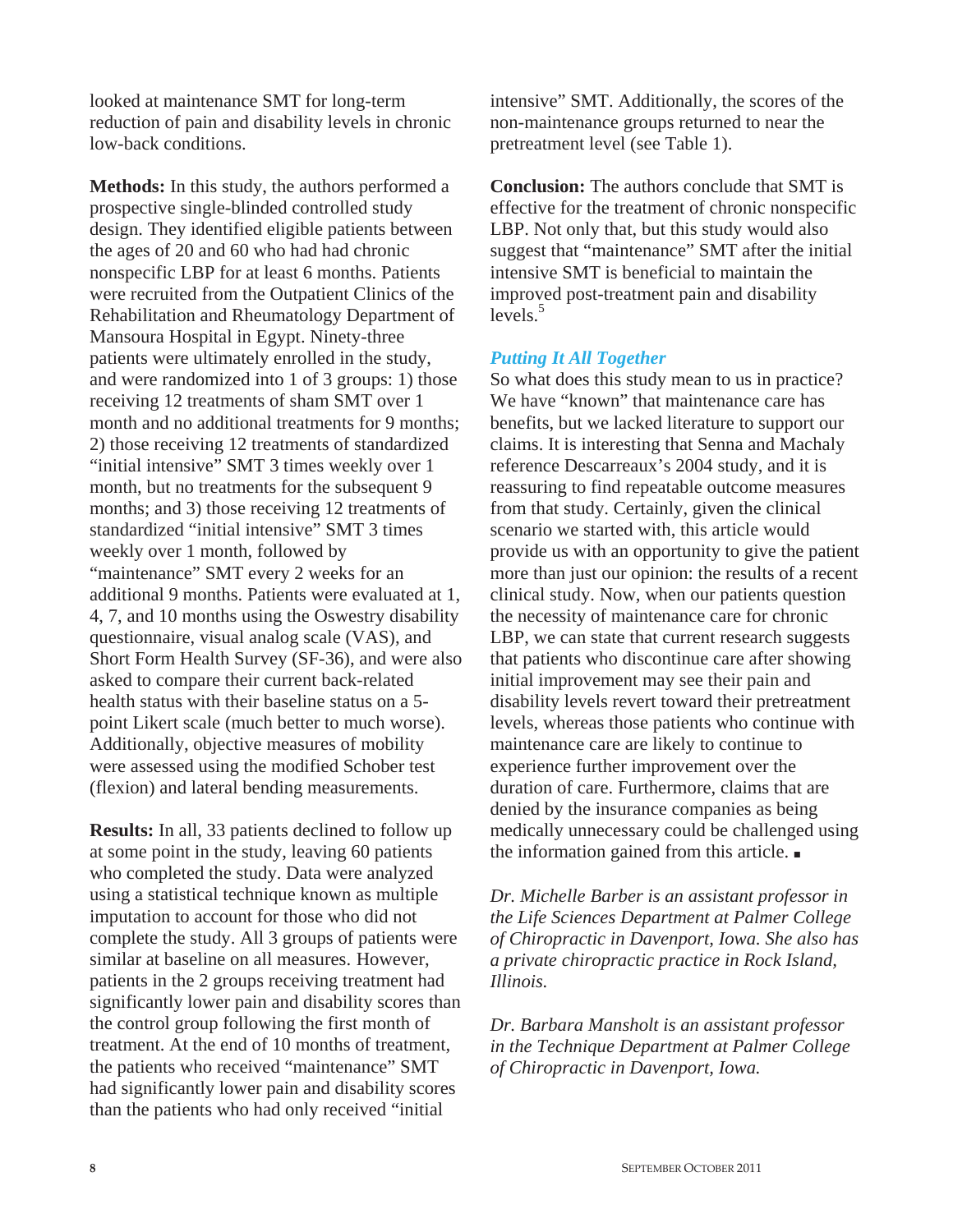looked at maintenance SMT for long-term reduction of pain and disability levels in chronic low-back conditions.

**Methods:** In this study, the authors performed a prospective single-blinded controlled study design. They identified eligible patients between the ages of 20 and 60 who had had chronic nonspecific LBP for at least 6 months. Patients were recruited from the Outpatient Clinics of the Rehabilitation and Rheumatology Department of Mansoura Hospital in Egypt. Ninety-three patients were ultimately enrolled in the study, and were randomized into 1 of 3 groups: 1) those receiving 12 treatments of sham SMT over 1 month and no additional treatments for 9 months; 2) those receiving 12 treatments of standardized "initial intensive" SMT 3 times weekly over 1 month, but no treatments for the subsequent 9 months; and 3) those receiving 12 treatments of standardized "initial intensive" SMT 3 times weekly over 1 month, followed by "maintenance" SMT every 2 weeks for an additional 9 months. Patients were evaluated at 1, 4, 7, and 10 months using the Oswestry disability questionnaire, visual analog scale (VAS), and Short Form Health Survey (SF-36), and were also asked to compare their current back-related health status with their baseline status on a 5-point Likert scale (much better to much worse). Additionally, objective measures of mobility were assessed using the modified Schober test (flexion) and lateral bending measurements.

**Results:** In all, 33 patients declined to follow up at some point in the study, leaving 60 patients who completed the study. Data were analyzed using a statistical technique known as multiple imputation to account for those who did not complete the study. All 3 groups of patients were similar at baseline on all measures. However, patients in the 2 groups receiving treatment had significantly lower pain and disability scores than the control group following the first month of treatment. At the end of 10 months of treatment, the patients who received "maintenance" SMT had significantly lower pain and disability scores than the patients who had only received "initial intensive" SMT. Additionally, the scores of the non-maintenance groups returned to near the pretreatment level (see Table 1).

**Conclusion:** The authors conclude that SMT is effective for the treatment of chronic nonspecific LBP. Not only that, but this study would also suggest that "maintenance" SMT after the initial intensive SMT is beneficial to maintain the improved post-treatment pain and disability levels.[5]

### *Putting It All Together*

So what does this study mean to us in practice? We have "known" that maintenance care has benefits, but we lacked literature to support our claims. It is interesting that Senna and Machaly reference Descarreaux's 2004 study, and it is reassuring to find repeatable outcome measures from that study. Certainly, given the clinical scenario we started with, this article would provide us with an opportunity to give the patient more than just our opinion: the results of a recent clinical study. Now, when our patients question the necessity of maintenance care for chronic LBP, we can state that current research suggests that patients who discontinue care after showing initial improvement may see their pain and disability levels revert toward their pretreatment levels, whereas those patients who continue with maintenance care are likely to continue to experience further improvement over the duration of care. Furthermore, claims that are denied by the insurance companies as being medically unnecessary could be challenged using the information gained from this article. ▪

*Dr. Michelle Barber is an assistant professor in the Life Sciences Department at Palmer College of Chiropractic in Davenport, Iowa. She also has a private chiropractic practice in Rock Island, Illinois.*

*Dr. Barbara Mansholt is an assistant professor in the Technique Department at Palmer College of Chiropractic in Davenport, Iowa.*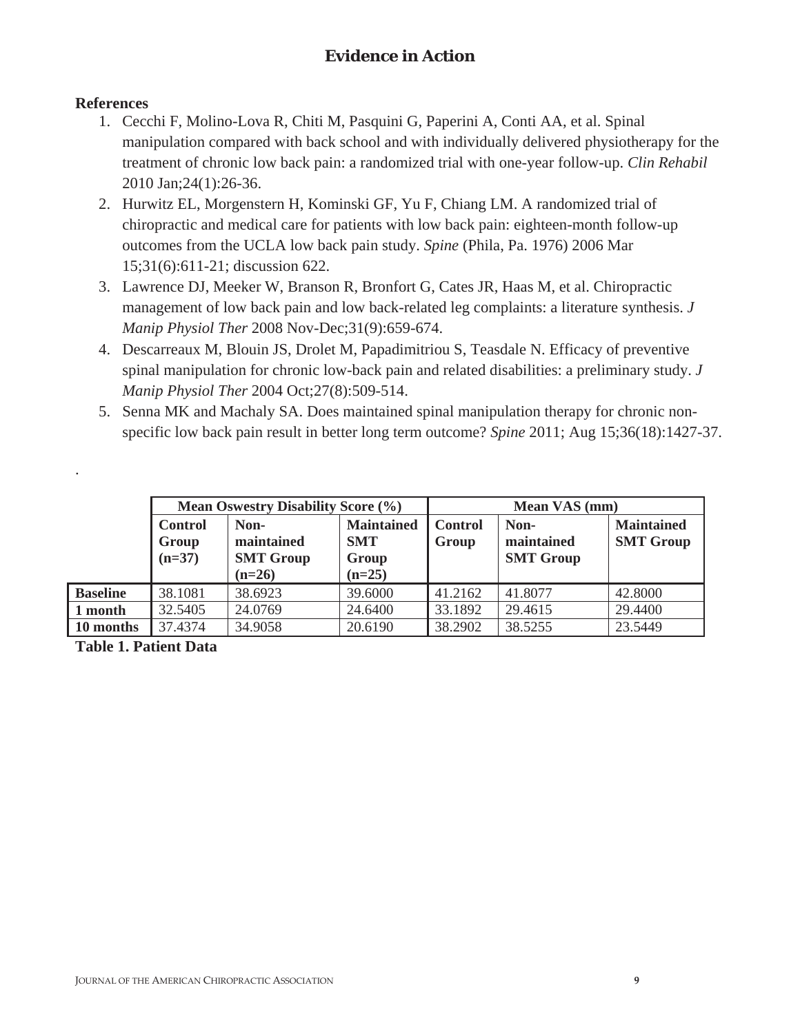## Evidence in Action

**References**

1. Cecchi F, Molino-Lova R, Chiti M, Pasquini G, Paperini A, Conti AA, et al. Spinal manipulation compared with back school and with individually delivered physiotherapy for the treatment of chronic low back pain: a randomized trial with one-year follow-up. *Clin Rehabil* 2010 Jan;24(1):26-36.
2. Hurwitz EL, Morgenstern H, Kominski GF, Yu F, Chiang LM. A randomized trial of chiropractic and medical care for patients with low back pain: eighteen-month follow-up outcomes from the UCLA low back pain study. *Spine* (Phila, Pa. 1976) 2006 Mar 15;31(6):611-21; discussion 622.
3. Lawrence DJ, Meeker W, Branson R, Bronfort G, Cates JR, Haas M, et al. Chiropractic management of low back pain and low back-related leg complaints: a literature synthesis. *J Manip Physiol Ther* 2008 Nov-Dec;31(9):659-674.
4. Descarreaux M, Blouin JS, Drolet M, Papadimitriou S, Teasdale N. Efficacy of preventive spinal manipulation for chronic low-back pain and related disabilities: a preliminary study. *J Manip Physiol Ther* 2004 Oct;27(8):509-514.
5. Senna MK and Machaly SA. Does maintained spinal manipulation therapy for chronic non-specific low back pain result in better long term outcome? *Spine* 2011; Aug 15;36(18):1427-37.

.

| | **Mean Oswestry Disability Score (%)** | | | **Mean VAS (mm)** | | |
|---|---|---|---|---|---|---|
| | **Control Group (n=37)** | **Non-maintained SMT Group (n=26)** | **Maintained SMT Group (n=25)** | **Control Group** | **Non-maintained SMT Group** | **Maintained SMT Group** |
| **Baseline** | 38.1081 | 38.6923 | 39.6000 | 41.2162 | 41.8077 | 42.8000 |
| **1 month** | 32.5405 | 24.0769 | 24.6400 | 33.1892 | 29.4615 | 29.4400 |
| **10 months** | 37.4374 | 34.9058 | 20.6190 | 38.2902 | 38.5255 | 23.5449 |

**Table 1. Patient Data**